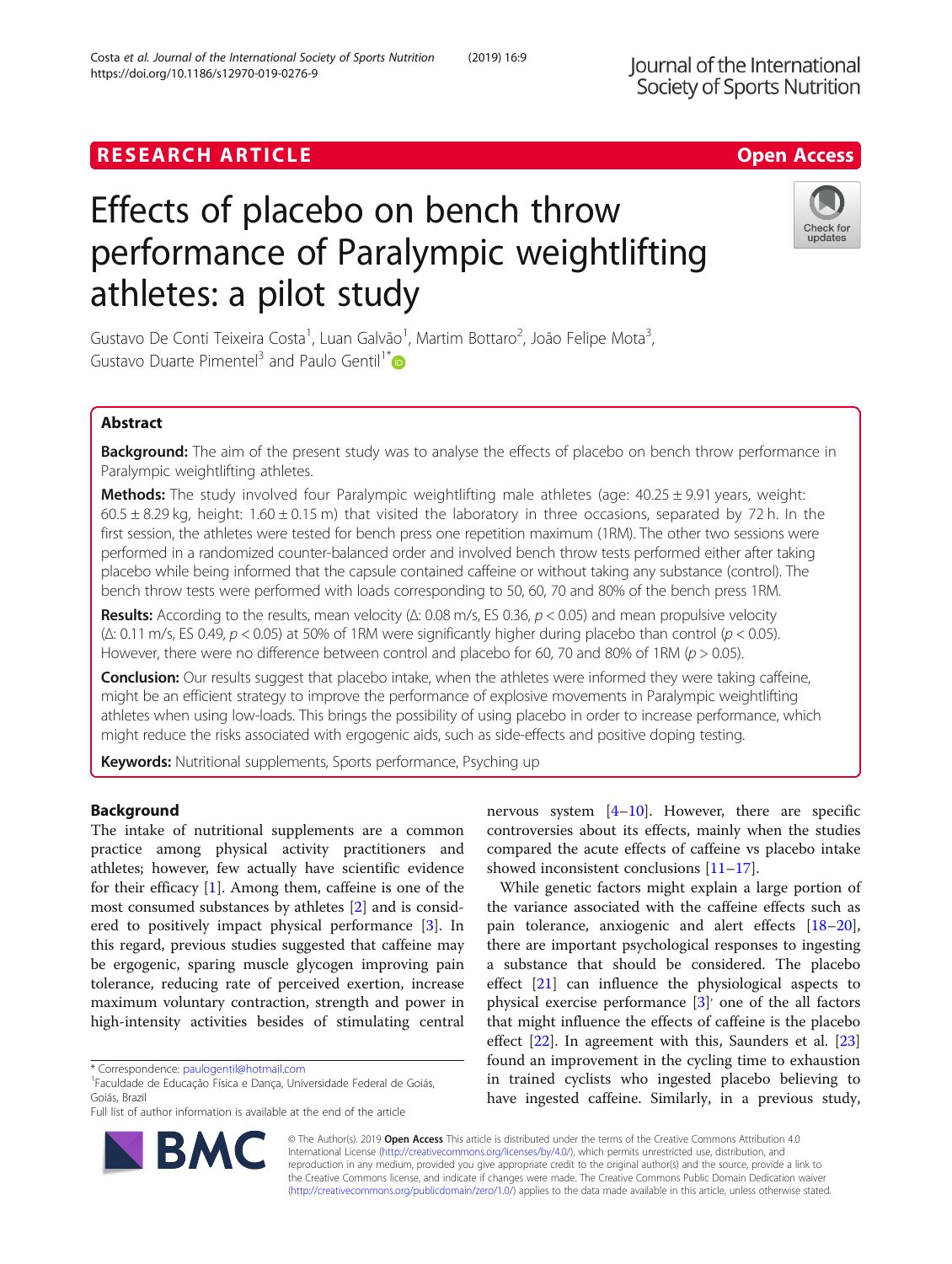RESEARCH ARTICLE

Open Access

# Effects of placebo on bench throw performance of Paralympic weightlifting athletes: a pilot study

Gustavo De Conti Teixeira Costa[1], Luan Galvão[1], Martim Bottaro[2], João Felipe Mota[3], Gustavo Duarte Pimentel[3] and Paulo Gentil[1*]

## Abstract

**Background:** The aim of the present study was to analyse the effects of placebo on bench throw performance in Paralympic weightlifting athletes.

**Methods:** The study involved four Paralympic weightlifting male athletes (age: 40.25 ± 9.91 years, weight: 60.5 ± 8.29 kg, height: 1.60 ± 0.15 m) that visited the laboratory in three occasions, separated by 72 h. In the first session, the athletes were tested for bench press one repetition maximum (1RM). The other two sessions were performed in a randomized counter-balanced order and involved bench throw tests performed either after taking placebo while being informed that the capsule contained caffeine or without taking any substance (control). The bench throw tests were performed with loads corresponding to 50, 60, 70 and 80% of the bench press 1RM.

**Results:** According to the results, mean velocity (Δ: 0.08 m/s, ES 0.36, $p < 0.05$) and mean propulsive velocity (Δ: 0.11 m/s, ES 0.49, $p < 0.05$) at 50% of 1RM were significantly higher during placebo than control ($p < 0.05$). However, there were no difference between control and placebo for 60, 70 and 80% of 1RM ($p > 0.05$).

**Conclusion:** Our results suggest that placebo intake, when the athletes were informed they were taking caffeine, might be an efficient strategy to improve the performance of explosive movements in Paralympic weightlifting athletes when using low-loads. This brings the possibility of using placebo in order to increase performance, which might reduce the risks associated with ergogenic aids, such as side-effects and positive doping testing.

**Keywords:** Nutritional supplements, Sports performance, Psyching up

## Background

The intake of nutritional supplements are a common practice among physical activity practitioners and athletes; however, few actually have scientific evidence for their efficacy [1]. Among them, caffeine is one of the most consumed substances by athletes [2] and is considered to positively impact physical performance [3]. In this regard, previous studies suggested that caffeine may be ergogenic, sparing muscle glycogen improving pain tolerance, reducing rate of perceived exertion, increase maximum voluntary contraction, strength and power in high-intensity activities besides of stimulating central nervous system [4–10]. However, there are specific controversies about its effects, mainly when the studies compared the acute effects of caffeine vs placebo intake showed inconsistent conclusions [11–17].

While genetic factors might explain a large portion of the variance associated with the caffeine effects such as pain tolerance, anxiogenic and alert effects [18–20], there are important psychological responses to ingesting a substance that should be considered. The placebo effect [21] can influence the physiological aspects to physical exercise performance [3]' one of the all factors that might influence the effects of caffeine is the placebo effect [22]. In agreement with this, Saunders et al. [23] found an improvement in the cycling time to exhaustion in trained cyclists who ingested placebo believing to have ingested caffeine. Similarly, in a previous study,

* Correspondence: paulogentil@hotmail.com
[1]Faculdade de Educação Física e Dança, Universidade Federal de Goiás, Goiás, Brazil
Full list of author information is available at the end of the article

© The Author(s). 2019 **Open Access** This article is distributed under the terms of the Creative Commons Attribution 4.0 International License (http://creativecommons.org/licenses/by/4.0/), which permits unrestricted use, distribution, and reproduction in any medium, provided you give appropriate credit to the original author(s) and the source, provide a link to the Creative Commons license, and indicate if changes were made. The Creative Commons Public Domain Dedication waiver (http://creativecommons.org/publicdomain/zero/1.0/) applies to the data made available in this article, unless otherwise stated.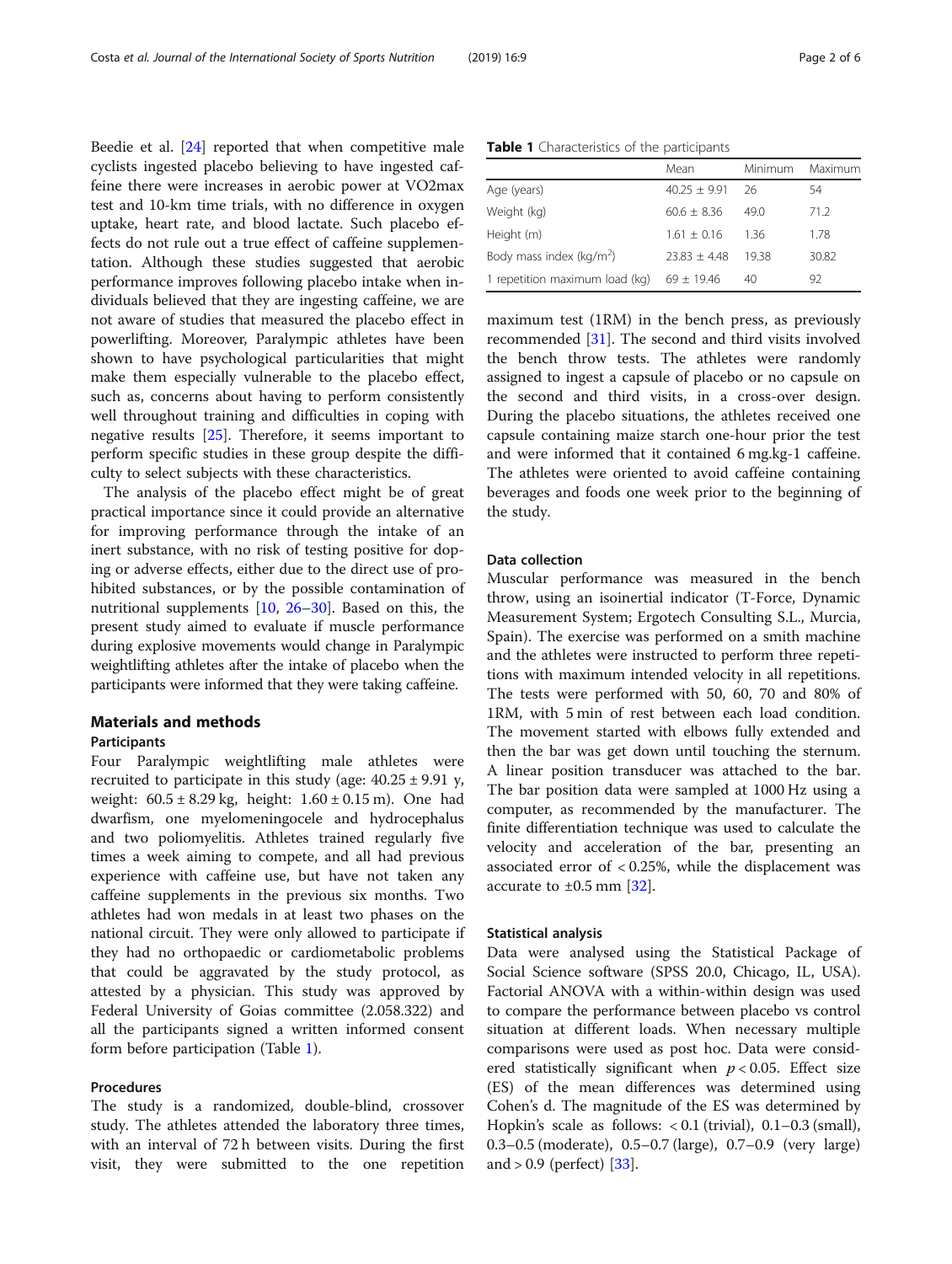Beedie et al. [24] reported that when competitive male cyclists ingested placebo believing to have ingested caffeine there were increases in aerobic power at VO2max test and 10-km time trials, with no difference in oxygen uptake, heart rate, and blood lactate. Such placebo effects do not rule out a true effect of caffeine supplementation. Although these studies suggested that aerobic performance improves following placebo intake when individuals believed that they are ingesting caffeine, we are not aware of studies that measured the placebo effect in powerlifting. Moreover, Paralympic athletes have been shown to have psychological particularities that might make them especially vulnerable to the placebo effect, such as, concerns about having to perform consistently well throughout training and difficulties in coping with negative results [25]. Therefore, it seems important to perform specific studies in these group despite the difficulty to select subjects with these characteristics.

The analysis of the placebo effect might be of great practical importance since it could provide an alternative for improving performance through the intake of an inert substance, with no risk of testing positive for doping or adverse effects, either due to the direct use of prohibited substances, or by the possible contamination of nutritional supplements [10, 26–30]. Based on this, the present study aimed to evaluate if muscle performance during explosive movements would change in Paralympic weightlifting athletes after the intake of placebo when the participants were informed that they were taking caffeine.

## Materials and methods

### Participants

Four Paralympic weightlifting male athletes were recruited to participate in this study (age: 40.25 ± 9.91 y, weight: 60.5 ± 8.29 kg, height: 1.60 ± 0.15 m). One had dwarfism, one myelomeningocele and hydrocephalus and two poliomyelitis. Athletes trained regularly five times a week aiming to compete, and all had previous experience with caffeine use, but have not taken any caffeine supplements in the previous six months. Two athletes had won medals in at least two phases on the national circuit. They were only allowed to participate if they had no orthopaedic or cardiometabolic problems that could be aggravated by the study protocol, as attested by a physician. This study was approved by Federal University of Goias committee (2.058.322) and all the participants signed a written informed consent form before participation (Table 1).

**Table 1** Characteristics of the participants

| | Mean | Minimum | Maximum |
|---|---|---|---|
| Age (years) | 40.25 ± 9.91 | 26 | 54 |
| Weight (kg) | 60.6 ± 8.36 | 49.0 | 71.2 |
| Height (m) | 1.61 ± 0.16 | 1.36 | 1.78 |
| Body mass index (kg/m$^2$) | 23.83 ± 4.48 | 19.38 | 30.82 |
| 1 repetition maximum load (kg) | 69 ± 19.46 | 40 | 92 |

### Procedures

The study is a randomized, double-blind, crossover study. The athletes attended the laboratory three times, with an interval of 72 h between visits. During the first visit, they were submitted to the one repetition maximum test (1RM) in the bench press, as previously recommended [31]. The second and third visits involved the bench throw tests. The athletes were randomly assigned to ingest a capsule of placebo or no capsule on the second and third visits, in a cross-over design. During the placebo situations, the athletes received one capsule containing maize starch one-hour prior the test and were informed that it contained 6 mg.kg-1 caffeine. The athletes were oriented to avoid caffeine containing beverages and foods one week prior to the beginning of the study.

### Data collection

Muscular performance was measured in the bench throw, using an isoinertial indicator (T-Force, Dynamic Measurement System; Ergotech Consulting S.L., Murcia, Spain). The exercise was performed on a smith machine and the athletes were instructed to perform three repetitions with maximum intended velocity in all repetitions. The tests were performed with 50, 60, 70 and 80% of 1RM, with 5 min of rest between each load condition. The movement started with elbows fully extended and then the bar was get down until touching the sternum. A linear position transducer was attached to the bar. The bar position data were sampled at 1000 Hz using a computer, as recommended by the manufacturer. The finite differentiation technique was used to calculate the velocity and acceleration of the bar, presenting an associated error of < 0.25%, while the displacement was accurate to ±0.5 mm [32].

### Statistical analysis

Data were analysed using the Statistical Package of Social Science software (SPSS 20.0, Chicago, IL, USA). Factorial ANOVA with a within-within design was used to compare the performance between placebo vs control situation at different loads. When necessary multiple comparisons were used as post hoc. Data were considered statistically significant when $p < 0.05$. Effect size (ES) of the mean differences was determined using Cohen's d. The magnitude of the ES was determined by Hopkin's scale as follows: < 0.1 (trivial), 0.1–0.3 (small), 0.3–0.5 (moderate), 0.5–0.7 (large), 0.7–0.9 (very large) and > 0.9 (perfect) [33].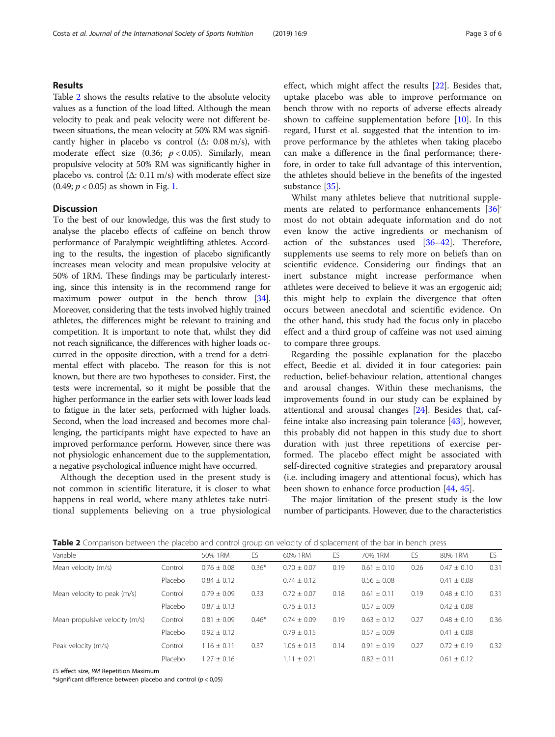## Results

Table 2 shows the results relative to the absolute velocity values as a function of the load lifted. Although the mean velocity to peak and peak velocity were not different between situations, the mean velocity at 50% RM was significantly higher in placebo vs control (Δ: 0.08 m/s), with moderate effect size (0.36; $p < 0.05$). Similarly, mean propulsive velocity at 50% RM was significantly higher in placebo vs. control (Δ: 0.11 m/s) with moderate effect size (0.49; $p < 0.05$) as shown in Fig. 1.

## Discussion

To the best of our knowledge, this was the first study to analyse the placebo effects of caffeine on bench throw performance of Paralympic weightlifting athletes. According to the results, the ingestion of placebo significantly increases mean velocity and mean propulsive velocity at 50% of 1RM. These findings may be particularly interesting, since this intensity is in the recommend range for maximum power output in the bench throw [34]. Moreover, considering that the tests involved highly trained athletes, the differences might be relevant to training and competition. It is important to note that, whilst they did not reach significance, the differences with higher loads occurred in the opposite direction, with a trend for a detrimental effect with placebo. The reason for this is not known, but there are two hypotheses to consider. First, the tests were incremental, so it might be possible that the higher performance in the earlier sets with lower loads lead to fatigue in the later sets, performed with higher loads. Second, when the load increased and becomes more challenging, the participants might have expected to have an improved performance perform. However, since there was not physiologic enhancement due to the supplementation, a negative psychological influence might have occurred.

Although the deception used in the present study is not common in scientific literature, it is closer to what happens in real world, where many athletes take nutritional supplements believing on a true physiological effect, which might affect the results [22]. Besides that, uptake placebo was able to improve performance on bench throw with no reports of adverse effects already shown to caffeine supplementation before [10]. In this regard, Hurst et al. suggested that the intention to improve performance by the athletes when taking placebo can make a difference in the final performance; therefore, in order to take full advantage of this intervention, the athletes should believe in the benefits of the ingested substance [35].

Whilst many athletes believe that nutritional supplements are related to performance enhancements [36]' most do not obtain adequate information and do not even know the active ingredients or mechanism of action of the substances used [36–42]. Therefore, supplements use seems to rely more on beliefs than on scientific evidence. Considering our findings that an inert substance might increase performance when athletes were deceived to believe it was an ergogenic aid; this might help to explain the divergence that often occurs between anecdotal and scientific evidence. On the other hand, this study had the focus only in placebo effect and a third group of caffeine was not used aiming to compare three groups.

Regarding the possible explanation for the placebo effect, Beedie et al. divided it in four categories: pain reduction, belief-behaviour relation, attentional changes and arousal changes. Within these mechanisms, the improvements found in our study can be explained by attentional and arousal changes [24]. Besides that, caffeine intake also increasing pain tolerance [43], however, this probably did not happen in this study due to short duration with just three repetitions of exercise performed. The placebo effect might be associated with self-directed cognitive strategies and preparatory arousal (i.e. including imagery and attentional focus), which has been shown to enhance force production [44, 45].

The major limitation of the present study is the low number of participants. However, due to the characteristics

**Table 2** Comparison between the placebo and control group on velocity of displacement of the bar in bench press

| Variable | | 50% 1RM | ES | 60% 1RM | ES | 70% 1RM | ES | 80% 1RM | ES |
|---|---|---|---|---|---|---|---|---|---|
| Mean velocity (m/s) | Control | 0.76 ± 0.08 | 0.36* | 0.70 ± 0.07 | 0.19 | 0.61 ± 0.10 | 0.26 | 0.47 ± 0.10 | 0.31 |
| | Placebo | 0.84 ± 0.12 | | 0.74 ± 0.12 | | 0.56 ± 0.08 | | 0.41 ± 0.08 | |
| Mean velocity to peak (m/s) | Control | 0.79 ± 0.09 | 0.33 | 0.72 ± 0.07 | 0.18 | 0.61 ± 0.11 | 0.19 | 0.48 ± 0.10 | 0.31 |
| | Placebo | 0.87 ± 0.13 | | 0.76 ± 0.13 | | 0.57 ± 0.09 | | 0.42 ± 0.08 | |
| Mean propulsive velocity (m/s) | Control | 0.81 ± 0.09 | 0.46* | 0.74 ± 0.09 | 0.19 | 0.63 ± 0.12 | 0.27 | 0.48 ± 0.10 | 0.36 |
| | Placebo | 0.92 ± 0.12 | | 0.79 ± 0.15 | | 0.57 ± 0.09 | | 0.41 ± 0.08 | |
| Peak velocity (m/s) | Control | 1.16 ± 0.11 | 0.37 | 1.06 ± 0.13 | 0.14 | 0.91 ± 0.19 | 0.27 | 0.72 ± 0.19 | 0.32 |
| | Placebo | 1.27 ± 0.16 | | 1.11 ± 0.21 | | 0.82 ± 0.11 | | 0.61 ± 0.12 | |

*ES* effect size, *RM* Repetition Maximum

*significant difference between placebo and control ($p < 0,05$)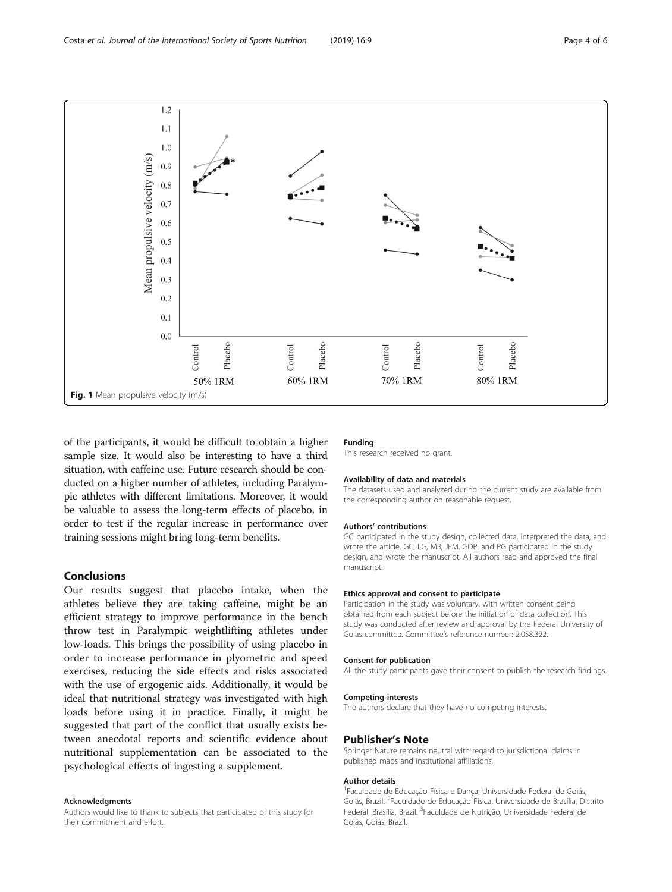Fig. 1 Mean propulsive velocity (m/s)

of the participants, it would be difficult to obtain a higher sample size. It would also be interesting to have a third situation, with caffeine use. Future research should be conducted on a higher number of athletes, including Paralympic athletes with different limitations. Moreover, it would be valuable to assess the long-term effects of placebo, in order to test if the regular increase in performance over training sessions might bring long-term benefits.

## Conclusions

Our results suggest that placebo intake, when the athletes believe they are taking caffeine, might be an efficient strategy to improve performance in the bench throw test in Paralympic weightlifting athletes under low-loads. This brings the possibility of using placebo in order to increase performance in plyometric and speed exercises, reducing the side effects and risks associated with the use of ergogenic aids. Additionally, it would be ideal that nutritional strategy was investigated with high loads before using it in practice. Finally, it might be suggested that part of the conflict that usually exists between anecdotal reports and scientific evidence about nutritional supplementation can be associated to the psychological effects of ingesting a supplement.

#### Acknowledgments

Authors would like to thank to subjects that participated of this study for their commitment and effort.

#### Funding

This research received no grant.

#### Availability of data and materials

The datasets used and analyzed during the current study are available from the corresponding author on reasonable request.

#### Authors' contributions

GC participated in the study design, collected data, interpreted the data, and wrote the article. GC, LG, MB, JFM, GDP, and PG participated in the study design, and wrote the manuscript. All authors read and approved the final manuscript.

#### Ethics approval and consent to participate

Participation in the study was voluntary, with written consent being obtained from each subject before the initiation of data collection. This study was conducted after review and approval by the Federal University of Goias committee. Committee's reference number: 2.058.322.

#### Consent for publication

All the study participants gave their consent to publish the research findings.

#### Competing interests

The authors declare that they have no competing interests.

## Publisher's Note

Springer Nature remains neutral with regard to jurisdictional claims in published maps and institutional affiliations.

#### Author details

[1]Faculdade de Educação Física e Dança, Universidade Federal de Goiás, Goiás, Brazil. [2]Faculdade de Educação Física, Universidade de Brasília, Distrito Federal, Brasília, Brazil. [3]Faculdade de Nutrição, Universidade Federal de Goiás, Goiás, Brazil.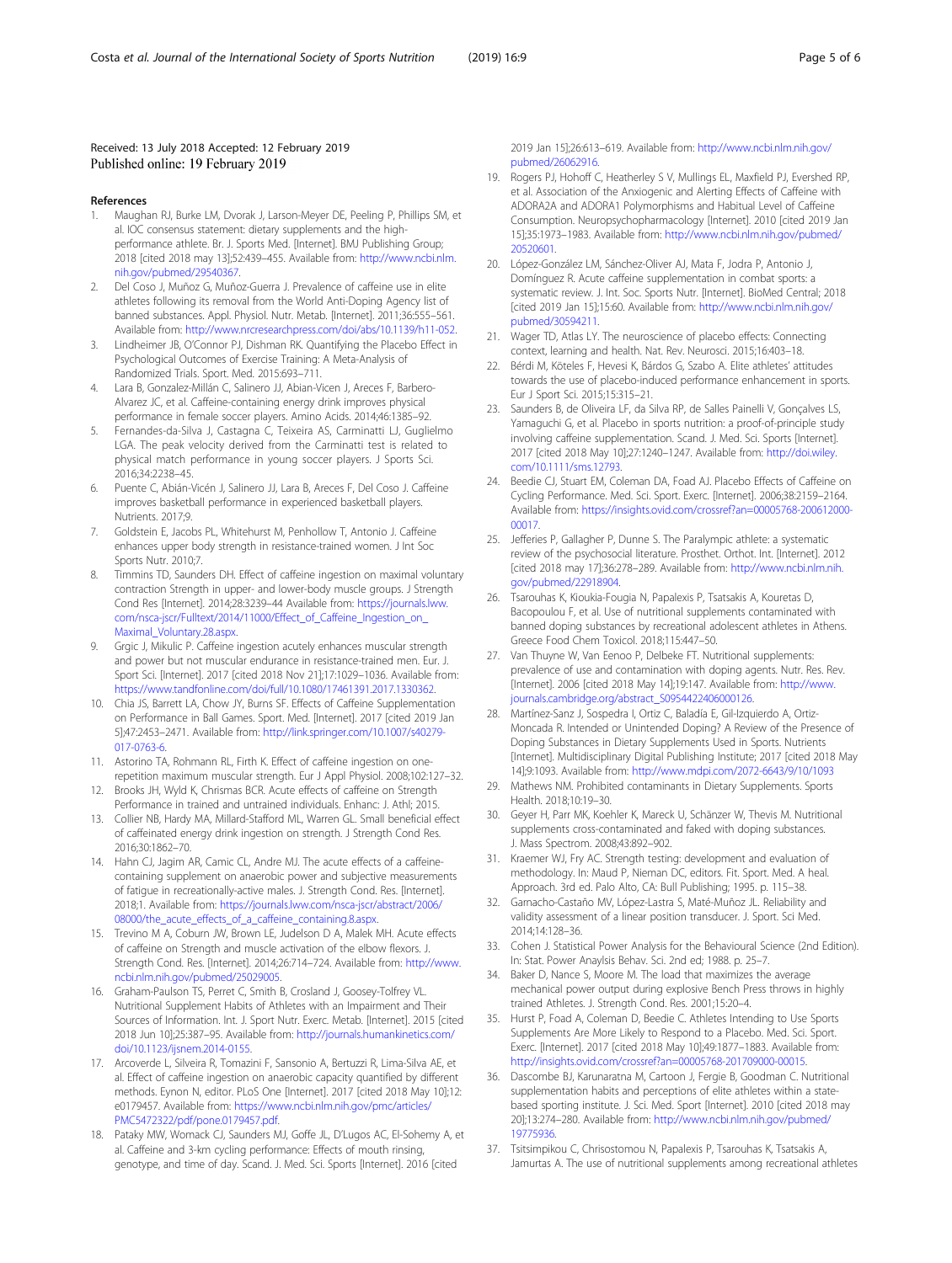Received: 13 July 2018 Accepted: 12 February 2019
Published online: 19 February 2019

## References

1. Maughan RJ, Burke LM, Dvorak J, Larson-Meyer DE, Peeling P, Phillips SM, et al. IOC consensus statement: dietary supplements and the high-performance athlete. Br. J. Sports Med. [Internet]. BMJ Publishing Group; 2018 [cited 2018 may 13];52:439–455. Available from: http://www.ncbi.nlm.nih.gov/pubmed/29540367.
2. Del Coso J, Muñoz G, Muñoz-Guerra J. Prevalence of caffeine use in elite athletes following its removal from the World Anti-Doping Agency list of banned substances. Appl. Physiol. Nutr. Metab. [Internet]. 2011;36:555–561. Available from: http://www.nrcresearchpress.com/doi/abs/10.1139/h11-052.
3. Lindheimer JB, O'Connor PJ, Dishman RK. Quantifying the Placebo Effect in Psychological Outcomes of Exercise Training: A Meta-Analysis of Randomized Trials. Sport. Med. 2015:693–711.
4. Lara B, Gonzalez-Millán C, Salinero JJ, Abian-Vicen J, Areces F, Barbero-Alvarez JC, et al. Caffeine-containing energy drink improves physical performance in female soccer players. Amino Acids. 2014;46:1385–92.
5. Fernandes-da-Silva J, Castagna C, Teixeira AS, Carminatti LJ, Guglielmo LGA. The peak velocity derived from the Carminatti test is related to physical match performance in young soccer players. J Sports Sci. 2016;34:2238–45.
6. Puente C, Abián-Vicén J, Salinero JJ, Lara B, Areces F, Del Coso J. Caffeine improves basketball performance in experienced basketball players. Nutrients. 2017;9.
7. Goldstein E, Jacobs PL, Whitehurst M, Penhollow T, Antonio J. Caffeine enhances upper body strength in resistance-trained women. J Int Soc Sports Nutr. 2010;7.
8. Timmins TD, Saunders DH. Effect of caffeine ingestion on maximal voluntary contraction Strength in upper- and lower-body muscle groups. J Strength Cond Res [Internet]. 2014;28:3239–44 Available from: https://journals.lww.com/nsca-jscr/Fulltext/2014/11000/Effect_of_Caffeine_Ingestion_on_Maximal_Voluntary.28.aspx.
9. Grgic J, Mikulic P. Caffeine ingestion acutely enhances muscular strength and power but not muscular endurance in resistance-trained men. Eur. J. Sport Sci. [Internet]. 2017 [cited 2018 Nov 21];17:1029–1036. Available from: https://www.tandfonline.com/doi/full/10.1080/17461391.2017.1330362.
10. Chia JS, Barrett LA, Chow JY, Burns SF. Effects of Caffeine Supplementation on Performance in Ball Games. Sport. Med. [Internet]. 2017 [cited 2019 Jan 5];47:2453–2471. Available from: http://link.springer.com/10.1007/s40279-017-0763-6.
11. Astorino TA, Rohmann RL, Firth K. Effect of caffeine ingestion on one-repetition maximum muscular strength. Eur J Appl Physiol. 2008;102:127–32.
12. Brooks JH, Wyld K, Chrismas BCR. Acute effects of caffeine on Strength Performance in trained and untrained individuals. Enhanc: J. Athl; 2015.
13. Collier NB, Hardy MA, Millard-Stafford ML, Warren GL. Small beneficial effect of caffeinated energy drink ingestion on strength. J Strength Cond Res. 2016;30:1862–70.
14. Hahn CJ, Jagim AR, Camic CL, Andre MJ. The acute effects of a caffeine-containing supplement on anaerobic power and subjective measurements of fatigue in recreationally-active males. J. Strength Cond. Res. [Internet]. 2018;1. Available from: https://journals.lww.com/nsca-jscr/abstract/2006/08000/the_acute_effects_of_a_caffeine_containing.8.aspx.
15. Trevino M A, Coburn JW, Brown LE, Judelson D A, Malek MH. Acute effects of caffeine on Strength and muscle activation of the elbow flexors. J. Strength Cond. Res. [Internet]. 2014;26:714–724. Available from: http://www.ncbi.nlm.nih.gov/pubmed/25029005.
16. Graham-Paulson TS, Perret C, Smith B, Crosland J, Goosey-Tolfrey VL. Nutritional Supplement Habits of Athletes with an Impairment and Their Sources of Information. Int. J. Sport Nutr. Exerc. Metab. [Internet]. 2015 [cited 2018 Jun 10];25:387–95. Available from: http://journals.humankinetics.com/doi/10.1123/ijsnem.2014-0155.
17. Arcoverde L, Silveira R, Tomazini F, Sansonio A, Bertuzzi R, Lima-Silva AE, et al. Effect of caffeine ingestion on anaerobic capacity quantified by different methods. Eynon N, editor. PLoS One [Internet]. 2017 [cited 2018 May 10];12:e0179457. Available from: https://www.ncbi.nlm.nih.gov/pmc/articles/PMC5472322/pdf/pone.0179457.pdf.
18. Pataky MW, Womack CJ, Saunders MJ, Goffe JL, D'Lugos AC, El-Sohemy A, et al. Caffeine and 3-km cycling performance: Effects of mouth rinsing, genotype, and time of day. Scand. J. Med. Sci. Sports [Internet]. 2016 [cited 2019 Jan 15];26:613–619. Available from: http://www.ncbi.nlm.nih.gov/pubmed/26062916.
19. Rogers PJ, Hohoff C, Heatherley S V, Mullings EL, Maxfield PJ, Evershed RP, et al. Association of the Anxiogenic and Alerting Effects of Caffeine with ADORA2A and ADORA1 Polymorphisms and Habitual Level of Caffeine Consumption. Neuropsychopharmacology [Internet]. 2010 [cited 2019 Jan 15];35:1973–1983. Available from: http://www.ncbi.nlm.nih.gov/pubmed/20520601.
20. López-González LM, Sánchez-Oliver AJ, Mata F, Jodra P, Antonio J, Domínguez R. Acute caffeine supplementation in combat sports: a systematic review. J. Int. Soc. Sports Nutr. [Internet]. BioMed Central; 2018 [cited 2019 Jan 15];15:60. Available from: http://www.ncbi.nlm.nih.gov/pubmed/30594211.
21. Wager TD, Atlas LY. The neuroscience of placebo effects: Connecting context, learning and health. Nat. Rev. Neurosci. 2015;16:403–18.
22. Bérdi M, Köteles F, Hevesi K, Bárdos G, Szabo A. Elite athletes' attitudes towards the use of placebo-induced performance enhancement in sports. Eur J Sport Sci. 2015;15:315–21.
23. Saunders B, de Oliveira LF, da Silva RP, de Salles Painelli V, Gonçalves LS, Yamaguchi G, et al. Placebo in sports nutrition: a proof-of-principle study involving caffeine supplementation. Scand. J. Med. Sci. Sports [Internet]. 2017 [cited 2018 May 10];27:1240–1247. Available from: http://doi.wiley.com/10.1111/sms.12793.
24. Beedie CJ, Stuart EM, Coleman DA, Foad AJ. Placebo Effects of Caffeine on Cycling Performance. Med. Sci. Sport. Exerc. [Internet]. 2006;38:2159–2164. Available from: https://insights.ovid.com/crossref?an=00005768-200612000-00017.
25. Jefferies P, Gallagher P, Dunne S. The Paralympic athlete: a systematic review of the psychosocial literature. Prosthet. Orthot. Int. [Internet]. 2012 [cited 2018 may 17];36:278–289. Available from: http://www.ncbi.nlm.nih.gov/pubmed/22918904.
26. Tsarouhas K, Kioukia-Fougia N, Papalexis P, Tsatsakis A, Kouretas D, Bacopoulou F, et al. Use of nutritional supplements contaminated with banned doping substances by recreational adolescent athletes in Athens. Greece Food Chem Toxicol. 2018;115:447–50.
27. Van Thuyne W, Van Eenoo P, Delbeke FT. Nutritional supplements: prevalence of use and contamination with doping agents. Nutr. Res. Rev. [Internet]. 2006 [cited 2018 May 14];19:147. Available from: http://www.journals.cambridge.org/abstract_S0954422406000126.
28. Martínez-Sanz J, Sospedra I, Ortiz C, Baladía E, Gil-Izquierdo A, Ortiz-Moncada R. Intended or Unintended Doping? A Review of the Presence of Doping Substances in Dietary Supplements Used in Sports. Nutrients [Internet]. Multidisciplinary Digital Publishing Institute; 2017 [cited 2018 May 14];9:1093. Available from: http://www.mdpi.com/2072-6643/9/10/1093
29. Mathews NM. Prohibited contaminants in Dietary Supplements. Sports Health. 2018;10:19–30.
30. Geyer H, Parr MK, Koehler K, Mareck U, Schänzer W, Thevis M. Nutritional supplements cross-contaminated and faked with doping substances. J. Mass Spectrom. 2008;43:892–902.
31. Kraemer WJ, Fry AC. Strength testing: development and evaluation of methodology. In: Maud P, Nieman DC, editors. Fit. Sport. Med. A heal. Approach. 3rd ed. Palo Alto, CA: Bull Publishing; 1995. p. 115–38.
32. Garnacho-Castaño MV, López-Lastra S, Maté-Muñoz JL. Reliability and validity assessment of a linear position transducer. J. Sport. Sci Med. 2014;14:128–36.
33. Cohen J. Statistical Power Analysis for the Behavioural Science (2nd Edition). In: Stat. Power Anaylsis Behav. Sci. 2nd ed; 1988. p. 25–7.
34. Baker D, Nance S, Moore M. The load that maximizes the average mechanical power output during explosive Bench Press throws in highly trained Athletes. J. Strength Cond. Res. 2001;15:20–4.
35. Hurst P, Foad A, Coleman D, Beedie C. Athletes Intending to Use Sports Supplements Are More Likely to Respond to a Placebo. Med. Sci. Sport. Exerc. [Internet]. 2017 [cited 2018 May 10];49:1877–1883. Available from: http://insights.ovid.com/crossref?an=00005768-201709000-00015.
36. Dascombe BJ, Karunaratna M, Cartoon J, Fergie B, Goodman C. Nutritional supplementation habits and perceptions of elite athletes within a state-based sporting institute. J. Sci. Med. Sport [Internet]. 2010 [cited 2018 may 20];13:274–280. Available from: http://www.ncbi.nlm.nih.gov/pubmed/19775936.
37. Tsitsimpikou C, Chrisostomou N, Papalexis P, Tsarouhas K, Tsatsakis A, Jamurtas A. The use of nutritional supplements among recreational athletes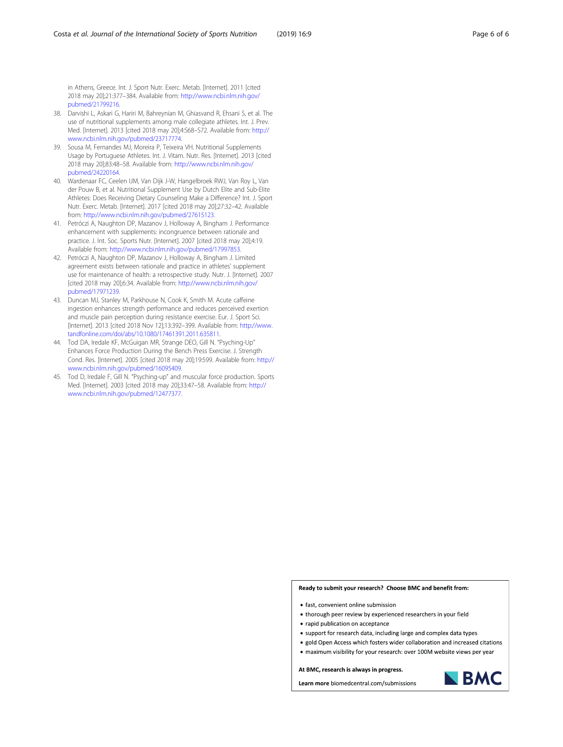in Athens, Greece. Int. J. Sport Nutr. Exerc. Metab. [Internet]. 2011 [cited 2018 may 20];21:377–384. Available from: http://www.ncbi.nlm.nih.gov/pubmed/21799216.

38. Darvishi L, Askari G, Hariri M, Bahreynian M, Ghiasvand R, Ehsani S, et al. The use of nutritional supplements among male collegiate athletes. Int. J. Prev. Med. [Internet]. 2013 [cited 2018 may 20];4:S68–S72. Available from: http://www.ncbi.nlm.nih.gov/pubmed/23717774.
39. Sousa M, Fernandes MJ, Moreira P, Teixeira VH. Nutritional Supplements Usage by Portuguese Athletes. Int. J. Vitam. Nutr. Res. [Internet]. 2013 [cited 2018 may 20];83:48–58. Available from: http://www.ncbi.nlm.nih.gov/pubmed/24220164.
40. Wardenaar FC, Ceelen IJM, Van Dijk J-W, Hangelbroek RWJ, Van Roy L, Van der Pouw B, et al. Nutritional Supplement Use by Dutch Elite and Sub-Elite Athletes: Does Receiving Dietary Counseling Make a Difference? Int. J. Sport Nutr. Exerc. Metab. [Internet]. 2017 [cited 2018 may 20];27:32–42. Available from: http://www.ncbi.nlm.nih.gov/pubmed/27615123.
41. Petróczi A, Naughton DP, Mazanov J, Holloway A, Bingham J. Performance enhancement with supplements: incongruence between rationale and practice. J. Int. Soc. Sports Nutr. [Internet]. 2007 [cited 2018 may 20];4:19. Available from: http://www.ncbi.nlm.nih.gov/pubmed/17997853.
42. Petróczi A, Naughton DP, Mazanov J, Holloway A, Bingham J. Limited agreement exists between rationale and practice in athletes' supplement use for maintenance of health: a retrospective study. Nutr. J. [Internet]. 2007 [cited 2018 may 20];6:34. Available from: http://www.ncbi.nlm.nih.gov/pubmed/17971239.
43. Duncan MJ, Stanley M, Parkhouse N, Cook K, Smith M. Acute caffeine ingestion enhances strength performance and reduces perceived exertion and muscle pain perception during resistance exercise. Eur. J. Sport Sci. [Internet]. 2013 [cited 2018 Nov 12];13:392–399. Available from: http://www.tandfonline.com/doi/abs/10.1080/17461391.2011.635811.
44. Tod DA, Iredale KF, McGuigan MR, Strange DEO, Gill N. "Psyching-Up" Enhances Force Production During the Bench Press Exercise. J. Strength Cond. Res. [Internet]. 2005 [cited 2018 may 20];19:599. Available from: http://www.ncbi.nlm.nih.gov/pubmed/16095409.
45. Tod D, Iredale F, Gill N. "Psyching-up" and muscular force production. Sports Med. [Internet]. 2003 [cited 2018 may 20];33:47–58. Available from: http://www.ncbi.nlm.nih.gov/pubmed/12477377.

**Ready to submit your research? Choose BMC and benefit from:**

- fast, convenient online submission
- thorough peer review by experienced researchers in your field
- rapid publication on acceptance
- support for research data, including large and complex data types
- gold Open Access which fosters wider collaboration and increased citations
- maximum visibility for your research: over 100M website views per year

**At BMC, research is always in progress.**

**Learn more** biomedcentral.com/submissions

BMC